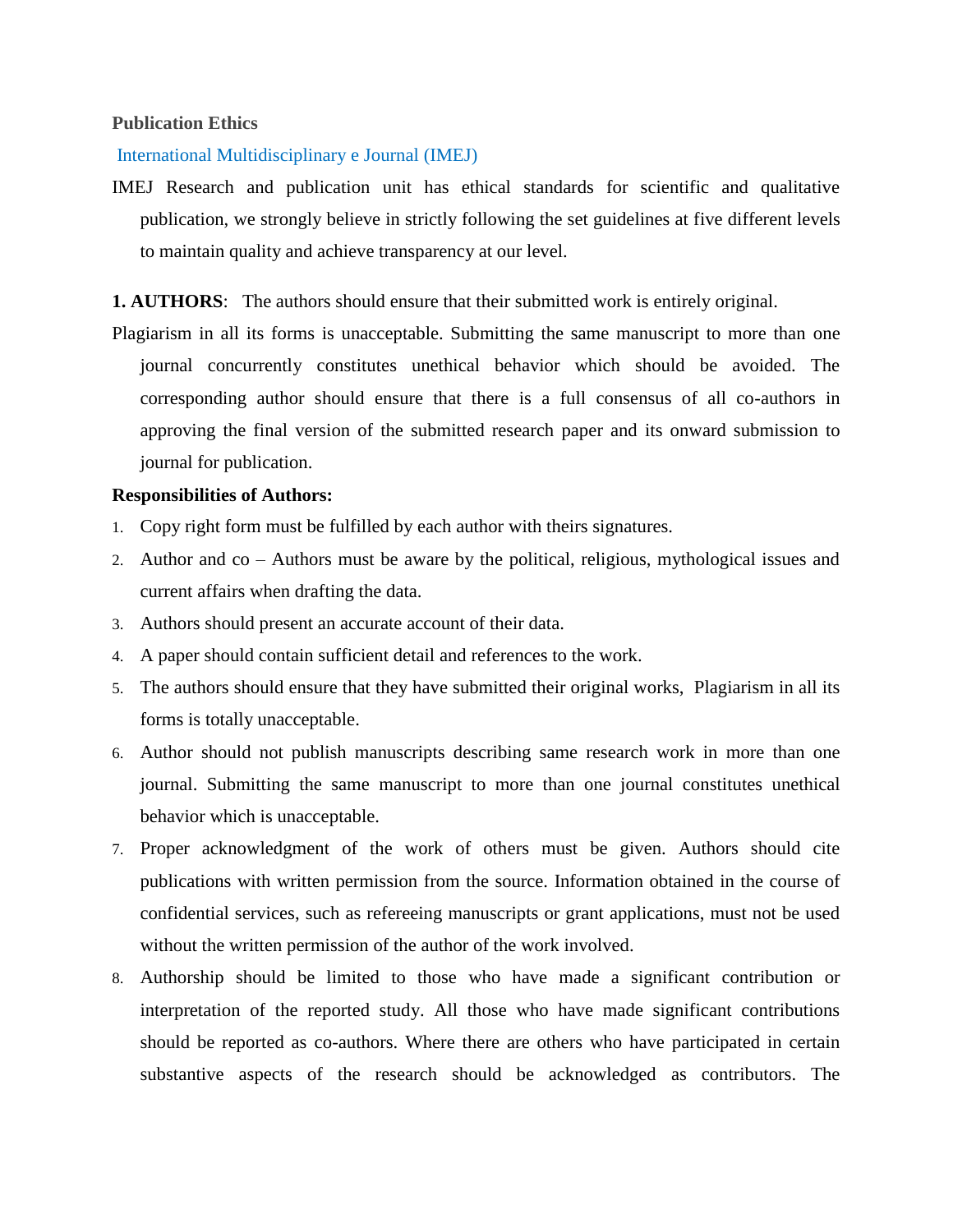**Publication Ethics**

International Multidisciplinary e Journal (IMEJ)

IMEJ Research and publication unit has ethical standards for scientific and qualitative publication, we strongly believe in strictly following the set guidelines at five different levels to maintain quality and achieve transparency at our level.

**1. AUTHORS**: The authors should ensure that their submitted work is entirely original.

Plagiarism in all its forms is unacceptable. Submitting the same manuscript to more than one journal concurrently constitutes unethical behavior which should be avoided. The corresponding author should ensure that there is a full consensus of all co-authors in approving the final version of the submitted research paper and its onward submission to journal for publication.

**Responsibilities of Authors:**

1. Copy right form must be fulfilled by each author with theirs signatures.
2. Author and co – Authors must be aware by the political, religious, mythological issues and current affairs when drafting the data.
3. Authors should present an accurate account of their data.
4. A paper should contain sufficient detail and references to the work.
5. The authors should ensure that they have submitted their original works, Plagiarism in all its forms is totally unacceptable.
6. Author should not publish manuscripts describing same research work in more than one journal. Submitting the same manuscript to more than one journal constitutes unethical behavior which is unacceptable.
7. Proper acknowledgment of the work of others must be given. Authors should cite publications with written permission from the source. Information obtained in the course of confidential services, such as refereeing manuscripts or grant applications, must not be used without the written permission of the author of the work involved.
8. Authorship should be limited to those who have made a significant contribution or interpretation of the reported study. All those who have made significant contributions should be reported as co-authors. Where there are others who have participated in certain substantive aspects of the research should be acknowledged as contributors. The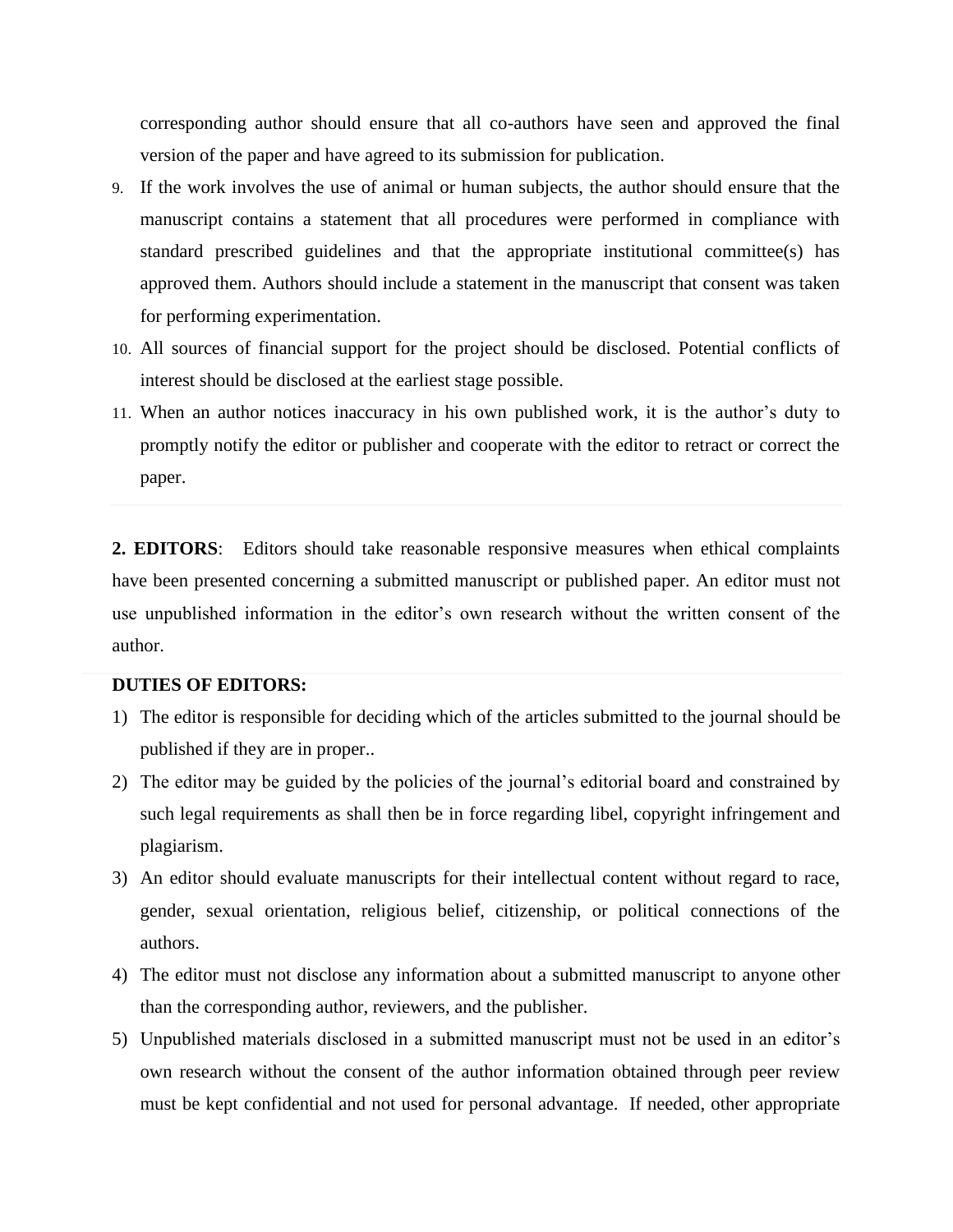corresponding author should ensure that all co-authors have seen and approved the final version of the paper and have agreed to its submission for publication.

9. If the work involves the use of animal or human subjects, the author should ensure that the manuscript contains a statement that all procedures were performed in compliance with standard prescribed guidelines and that the appropriate institutional committee(s) has approved them. Authors should include a statement in the manuscript that consent was taken for performing experimentation.
10. All sources of financial support for the project should be disclosed. Potential conflicts of interest should be disclosed at the earliest stage possible.
11. When an author notices inaccuracy in his own published work, it is the author's duty to promptly notify the editor or publisher and cooperate with the editor to retract or correct the paper.

**2. EDITORS**: Editors should take reasonable responsive measures when ethical complaints have been presented concerning a submitted manuscript or published paper. An editor must not use unpublished information in the editor's own research without the written consent of the author.

**DUTIES OF EDITORS:**

1) The editor is responsible for deciding which of the articles submitted to the journal should be published if they are in proper..
2) The editor may be guided by the policies of the journal's editorial board and constrained by such legal requirements as shall then be in force regarding libel, copyright infringement and plagiarism.
3) An editor should evaluate manuscripts for their intellectual content without regard to race, gender, sexual orientation, religious belief, citizenship, or political connections of the authors.
4) The editor must not disclose any information about a submitted manuscript to anyone other than the corresponding author, reviewers, and the publisher.
5) Unpublished materials disclosed in a submitted manuscript must not be used in an editor's own research without the consent of the author information obtained through peer review must be kept confidential and not used for personal advantage. If needed, other appropriate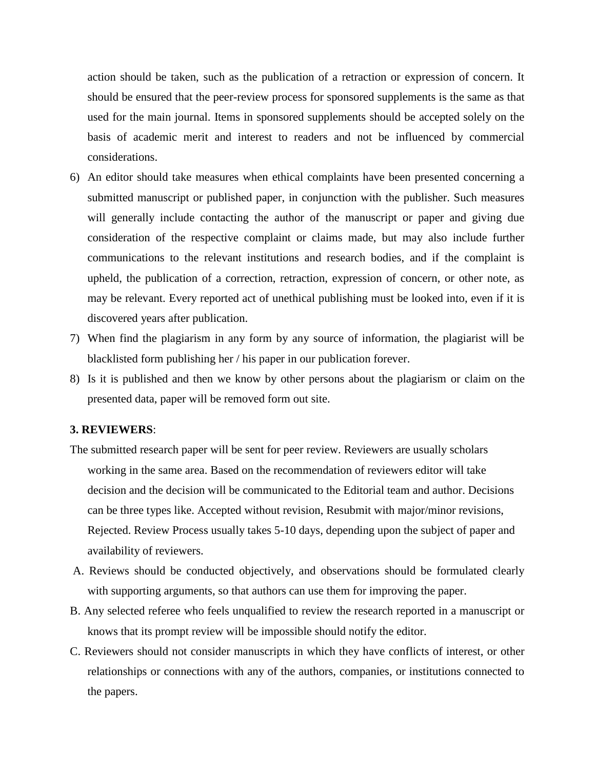action should be taken, such as the publication of a retraction or expression of concern. It should be ensured that the peer-review process for sponsored supplements is the same as that used for the main journal. Items in sponsored supplements should be accepted solely on the basis of academic merit and interest to readers and not be influenced by commercial considerations.

6) An editor should take measures when ethical complaints have been presented concerning a submitted manuscript or published paper, in conjunction with the publisher. Such measures will generally include contacting the author of the manuscript or paper and giving due consideration of the respective complaint or claims made, but may also include further communications to the relevant institutions and research bodies, and if the complaint is upheld, the publication of a correction, retraction, expression of concern, or other note, as may be relevant. Every reported act of unethical publishing must be looked into, even if it is discovered years after publication.
7) When find the plagiarism in any form by any source of information, the plagiarist will be blacklisted form publishing her / his paper in our publication forever.
8) Is it is published and then we know by other persons about the plagiarism or claim on the presented data, paper will be removed form out site.

**3. REVIEWERS**:

The submitted research paper will be sent for peer review. Reviewers are usually scholars working in the same area. Based on the recommendation of reviewers editor will take decision and the decision will be communicated to the Editorial team and author. Decisions can be three types like. Accepted without revision, Resubmit with major/minor revisions, Rejected. Review Process usually takes 5-10 days, depending upon the subject of paper and availability of reviewers.

A. Reviews should be conducted objectively, and observations should be formulated clearly with supporting arguments, so that authors can use them for improving the paper.

B. Any selected referee who feels unqualified to review the research reported in a manuscript or knows that its prompt review will be impossible should notify the editor.

C. Reviewers should not consider manuscripts in which they have conflicts of interest, or other relationships or connections with any of the authors, companies, or institutions connected to the papers.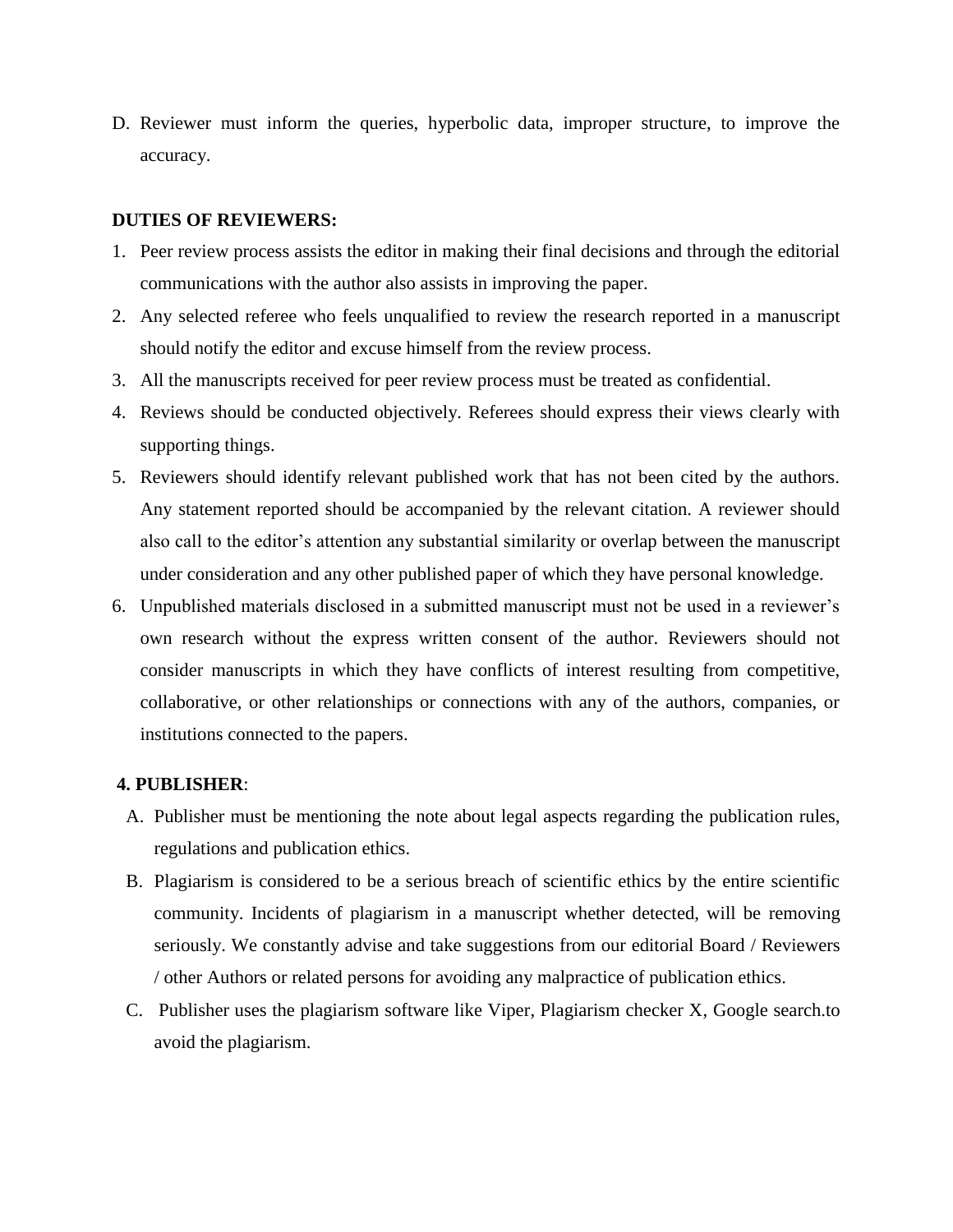D. Reviewer must inform the queries, hyperbolic data, improper structure, to improve the accuracy.

**DUTIES OF REVIEWERS:**

1. Peer review process assists the editor in making their final decisions and through the editorial communications with the author also assists in improving the paper.
2. Any selected referee who feels unqualified to review the research reported in a manuscript should notify the editor and excuse himself from the review process.
3. All the manuscripts received for peer review process must be treated as confidential.
4. Reviews should be conducted objectively. Referees should express their views clearly with supporting things.
5. Reviewers should identify relevant published work that has not been cited by the authors. Any statement reported should be accompanied by the relevant citation. A reviewer should also call to the editor's attention any substantial similarity or overlap between the manuscript under consideration and any other published paper of which they have personal knowledge.
6. Unpublished materials disclosed in a submitted manuscript must not be used in a reviewer's own research without the express written consent of the author. Reviewers should not consider manuscripts in which they have conflicts of interest resulting from competitive, collaborative, or other relationships or connections with any of the authors, companies, or institutions connected to the papers.

**4. PUBLISHER**:

A. Publisher must be mentioning the note about legal aspects regarding the publication rules, regulations and publication ethics.

B. Plagiarism is considered to be a serious breach of scientific ethics by the entire scientific community. Incidents of plagiarism in a manuscript whether detected, will be removing seriously. We constantly advise and take suggestions from our editorial Board / Reviewers / other Authors or related persons for avoiding any malpractice of publication ethics.

C. Publisher uses the plagiarism software like Viper, Plagiarism checker X, Google search.to avoid the plagiarism.